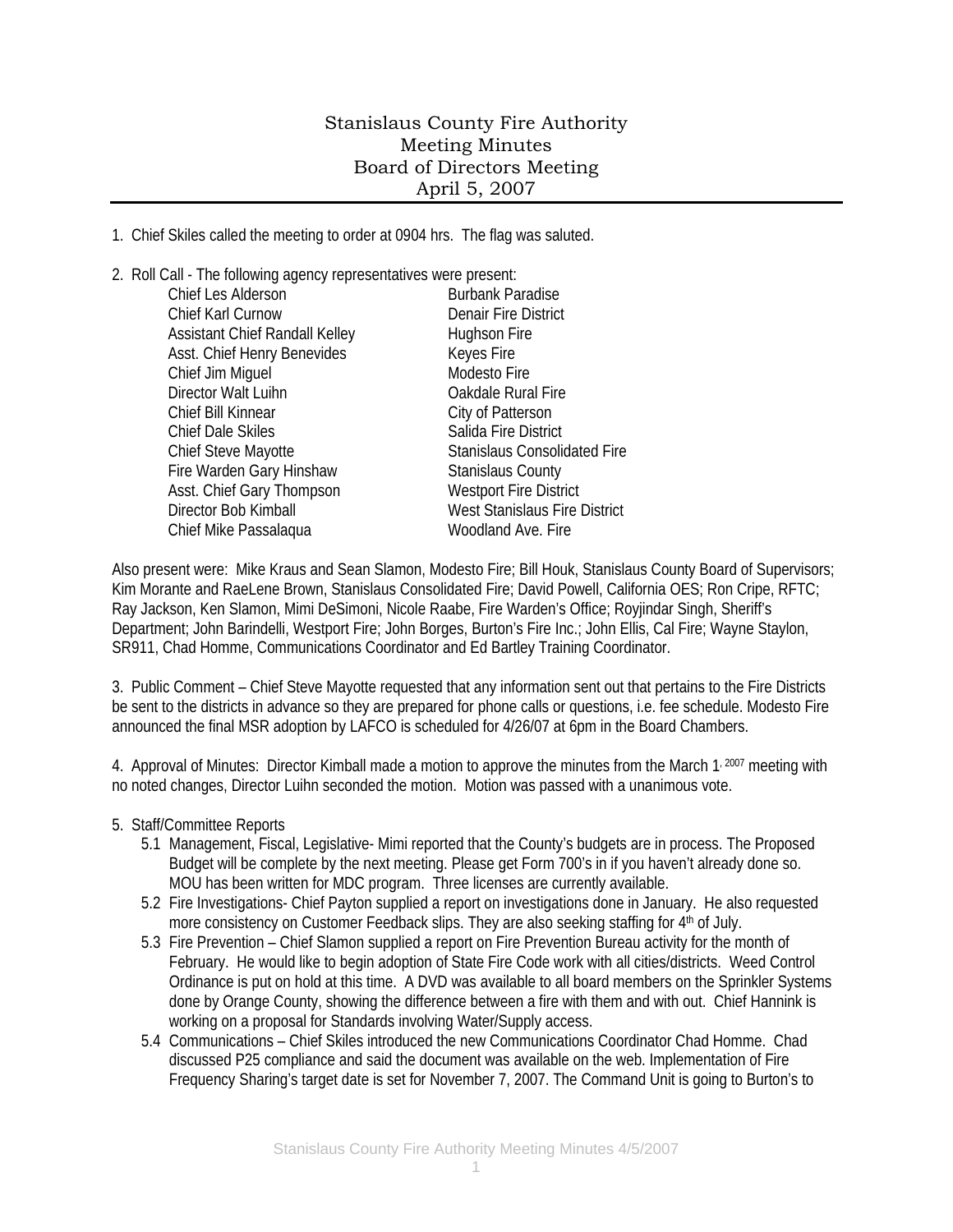# Stanislaus County Fire Authority
## Meeting Minutes
## Board of Directors Meeting
## April 5, 2007

1. Chief Skiles called the meeting to order at 0904 hrs. The flag was saluted.

2. Roll Call - The following agency representatives were present:

| | |
|---|---|
| Chief Les Alderson | Burbank Paradise |
| Chief Karl Curnow | Denair Fire District |
| Assistant Chief Randall Kelley | Hughson Fire |
| Asst. Chief Henry Benevides | Keyes Fire |
| Chief Jim Miguel | Modesto Fire |
| Director Walt Luihn | Oakdale Rural Fire |
| Chief Bill Kinnear | City of Patterson |
| Chief Dale Skiles | Salida Fire District |
| Chief Steve Mayotte | Stanislaus Consolidated Fire |
| Fire Warden Gary Hinshaw | Stanislaus County |
| Asst. Chief Gary Thompson | Westport Fire District |
| Director Bob Kimball | West Stanislaus Fire District |
| Chief Mike Passalaqua | Woodland Ave. Fire |

Also present were: Mike Kraus and Sean Slamon, Modesto Fire; Bill Houk, Stanislaus County Board of Supervisors; Kim Morante and RaeLene Brown, Stanislaus Consolidated Fire; David Powell, California OES; Ron Cripe, RFTC; Ray Jackson, Ken Slamon, Mimi DeSimoni, Nicole Raabe, Fire Warden's Office; Royjindar Singh, Sheriff's Department; John Barindelli, Westport Fire; John Borges, Burton's Fire Inc.; John Ellis, Cal Fire; Wayne Staylon, SR911, Chad Homme, Communications Coordinator and Ed Bartley Training Coordinator.

3. Public Comment – Chief Steve Mayotte requested that any information sent out that pertains to the Fire Districts be sent to the districts in advance so they are prepared for phone calls or questions, i.e. fee schedule. Modesto Fire announced the final MSR adoption by LAFCO is scheduled for 4/26/07 at 6pm in the Board Chambers.

4. Approval of Minutes: Director Kimball made a motion to approve the minutes from the March 1, 2007 meeting with no noted changes, Director Luihn seconded the motion. Motion was passed with a unanimous vote.

5. Staff/Committee Reports
   - 5.1 Management, Fiscal, Legislative- Mimi reported that the County's budgets are in process. The Proposed Budget will be complete by the next meeting. Please get Form 700's in if you haven't already done so. MOU has been written for MDC program. Three licenses are currently available.
   - 5.2 Fire Investigations- Chief Payton supplied a report on investigations done in January. He also requested more consistency on Customer Feedback slips. They are also seeking staffing for 4th of July.
   - 5.3 Fire Prevention – Chief Slamon supplied a report on Fire Prevention Bureau activity for the month of February. He would like to begin adoption of State Fire Code work with all cities/districts. Weed Control Ordinance is put on hold at this time. A DVD was available to all board members on the Sprinkler Systems done by Orange County, showing the difference between a fire with them and with out. Chief Hannink is working on a proposal for Standards involving Water/Supply access.
   - 5.4 Communications – Chief Skiles introduced the new Communications Coordinator Chad Homme. Chad discussed P25 compliance and said the document was available on the web. Implementation of Fire Frequency Sharing's target date is set for November 7, 2007. The Command Unit is going to Burton's to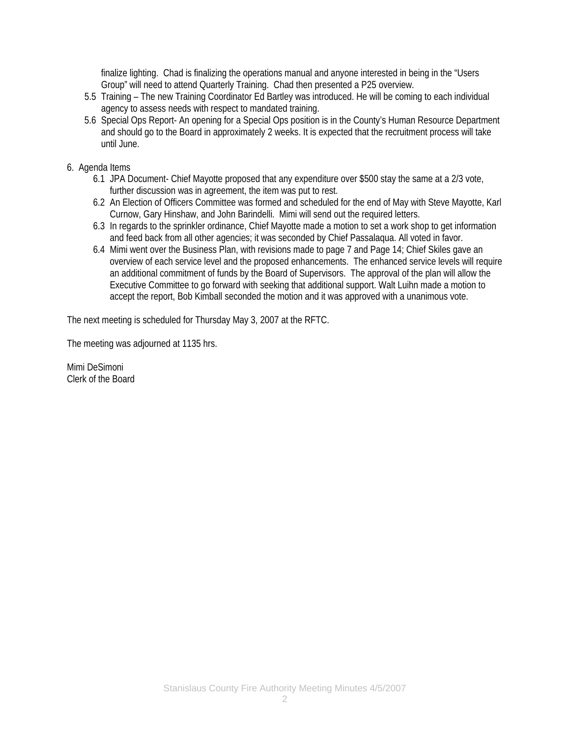finalize lighting. Chad is finalizing the operations manual and anyone interested in being in the "Users Group" will need to attend Quarterly Training. Chad then presented a P25 overview.

- 5.5 Training – The new Training Coordinator Ed Bartley was introduced. He will be coming to each individual agency to assess needs with respect to mandated training.
- 5.6 Special Ops Report- An opening for a Special Ops position is in the County's Human Resource Department and should go to the Board in approximately 2 weeks. It is expected that the recruitment process will take until June.

6. Agenda Items
   - 6.1 JPA Document- Chief Mayotte proposed that any expenditure over $500 stay the same at a 2/3 vote, further discussion was in agreement, the item was put to rest.
   - 6.2 An Election of Officers Committee was formed and scheduled for the end of May with Steve Mayotte, Karl Curnow, Gary Hinshaw, and John Barindelli. Mimi will send out the required letters.
   - 6.3 In regards to the sprinkler ordinance, Chief Mayotte made a motion to set a work shop to get information and feed back from all other agencies; it was seconded by Chief Passalaqua. All voted in favor.
   - 6.4 Mimi went over the Business Plan, with revisions made to page 7 and Page 14; Chief Skiles gave an overview of each service level and the proposed enhancements. The enhanced service levels will require an additional commitment of funds by the Board of Supervisors. The approval of the plan will allow the Executive Committee to go forward with seeking that additional support. Walt Luihn made a motion to accept the report, Bob Kimball seconded the motion and it was approved with a unanimous vote.

The next meeting is scheduled for Thursday May 3, 2007 at the RFTC.

The meeting was adjourned at 1135 hrs.

Mimi DeSimoni
Clerk of the Board